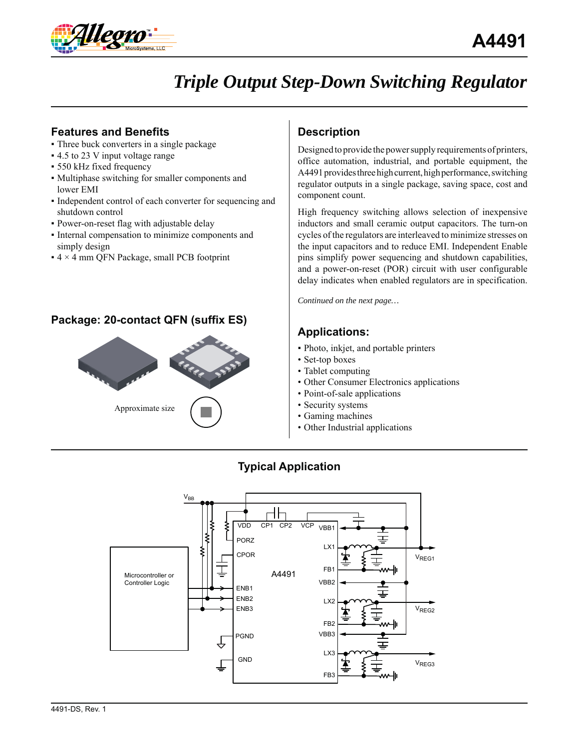# A4491

## Triple Output Step-Down Switching Regulator

### Features and Benefits

- Three buck converters in a single package
- 4.5 to 23 V input voltage range
- 550 kHz fixed frequency
- Multiphase switching for smaller components and lower EMI
- Independent control of each converter for sequencing and shutdown control
- Power-on-reset flag with adjustable delay
- Internal compensation to minimize components and simply design
- 4 × 4 mm QFN Package, small PCB footprint

### Package: 20-contact QFN (suffix ES)

Approximate size

### Description

Designed to provide the power supply requirements of printers, office automation, industrial, and portable equipment, the A4491 provides three high current, high performance, switching regulator outputs in a single package, saving space, cost and component count.

High frequency switching allows selection of inexpensive inductors and small ceramic output capacitors. The turn-on cycles of the regulators are interleaved to minimize stresses on the input capacitors and to reduce EMI. Independent Enable pins simplify power sequencing and shutdown capabilities, and a power-on-reset (POR) circuit with user configurable delay indicates when enabled regulators are in specification.

*Continued on the next page…*

### Applications:

- Photo, inkjet, and portable printers
- Set-top boxes
- Tablet computing
- Other Consumer Electronics applications
- Point-of-sale applications
- Security systems
- Gaming machines
- Other Industrial applications

### Typical Application

$V_{BB}$, VDD, CP1, CP2, VCP, VBB1, PORZ, CPOR, LX1, FB1, VBB2, ENB1, ENB2, ENB3, LX2, FB2, VBB3, PGND, GND, LX3, FB3, A4491, Microcontroller or Controller Logic, $V_{REG1}$, $V_{REG2}$, $V_{REG3}$

4491-DS, Rev. 1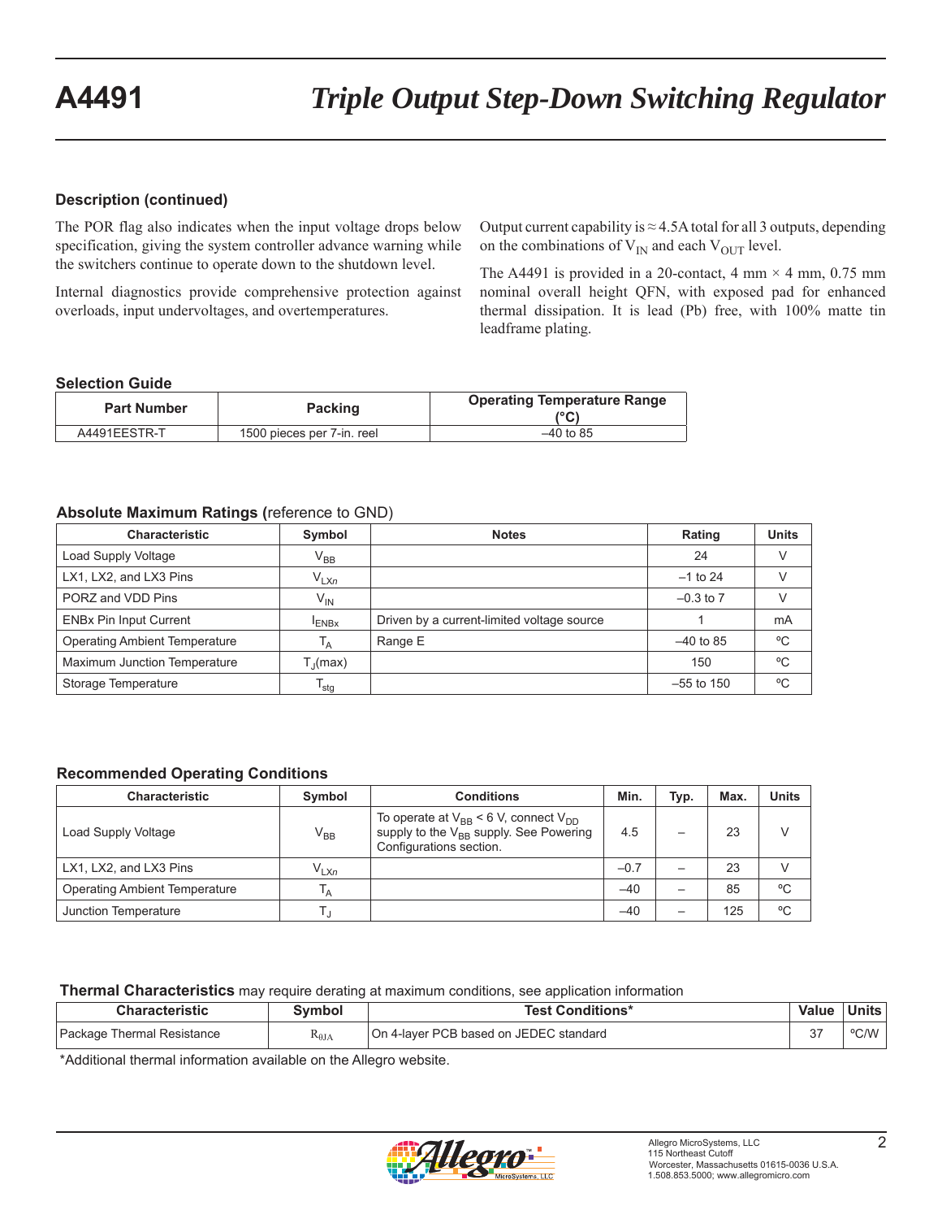## Description (continued)

The POR flag also indicates when the input voltage drops below specification, giving the system controller advance warning while the switchers continue to operate down to the shutdown level.

Internal diagnostics provide comprehensive protection against overloads, input undervoltages, and overtemperatures.

Output current capability is ≈4.5A total for all 3 outputs, depending on the combinations of $V_{IN}$ and each $V_{OUT}$ level.

The A4491 is provided in a 20-contact, 4 mm × 4 mm, 0.75 mm nominal overall height QFN, with exposed pad for enhanced thermal dissipation. It is lead (Pb) free, with 100% matte tin leadframe plating.

### Selection Guide

| Part Number | Packing | Operating Temperature Range (°C) |
|---|---|---|
| A4491EESTR-T | 1500 pieces per 7-in. reel | –40 to 85 |

### Absolute Maximum Ratings (reference to GND)

| Characteristic | Symbol | Notes | Rating | Units |
|---|---|---|---|---|
| Load Supply Voltage | $V_{BB}$ | | 24 | V |
| LX1, LX2, and LX3 Pins | $V_{LXn}$ | | –1 to 24 | V |
| PORZ and VDD Pins | $V_{IN}$ | | –0.3 to 7 | V |
| ENBx Pin Input Current | $I_{ENBx}$ | Driven by a current-limited voltage source | 1 | mA |
| Operating Ambient Temperature | $T_A$ | Range E | –40 to 85 | ºC |
| Maximum Junction Temperature | $T_J$(max) | | 150 | ºC |
| Storage Temperature | $T_{stg}$ | | –55 to 150 | ºC |

### Recommended Operating Conditions

| Characteristic | Symbol | Conditions | Min. | Typ. | Max. | Units |
|---|---|---|---|---|---|---|
| Load Supply Voltage | $V_{BB}$ | To operate at $V_{BB}$ < 6 V, connect $V_{DD}$ supply to the $V_{BB}$ supply. See Powering Configurations section. | 4.5 | – | 23 | V |
| LX1, LX2, and LX3 Pins | $V_{LXn}$ | | –0.7 | – | 23 | V |
| Operating Ambient Temperature | $T_A$ | | –40 | – | 85 | ºC |
| Junction Temperature | $T_J$ | | –40 | – | 125 | ºC |

### Thermal Characteristics may require derating at maximum conditions, see application information

| Characteristic | Symbol | Test Conditions* | Value | Units |
|---|---|---|---|---|
| Package Thermal Resistance | $R_{\theta JA}$ | On 4-layer PCB based on JEDEC standard | 37 | ºC/W |

*Additional thermal information available on the Allegro website.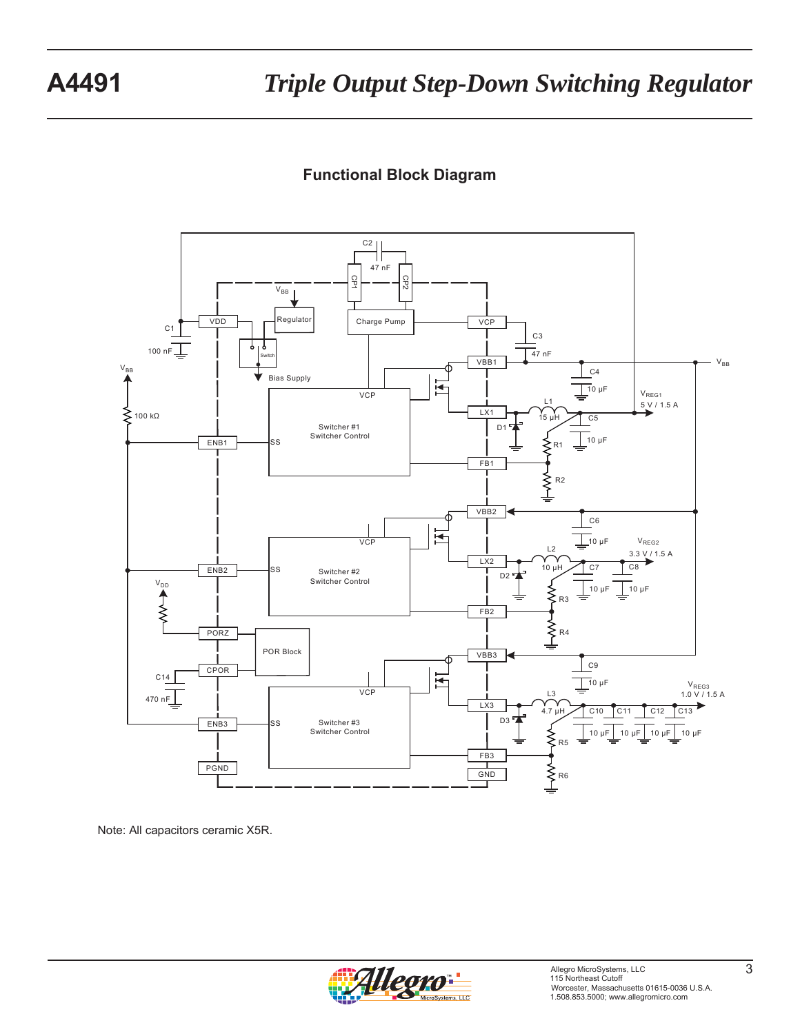## Functional Block Diagram

Note: All capacitors ceramic X5R.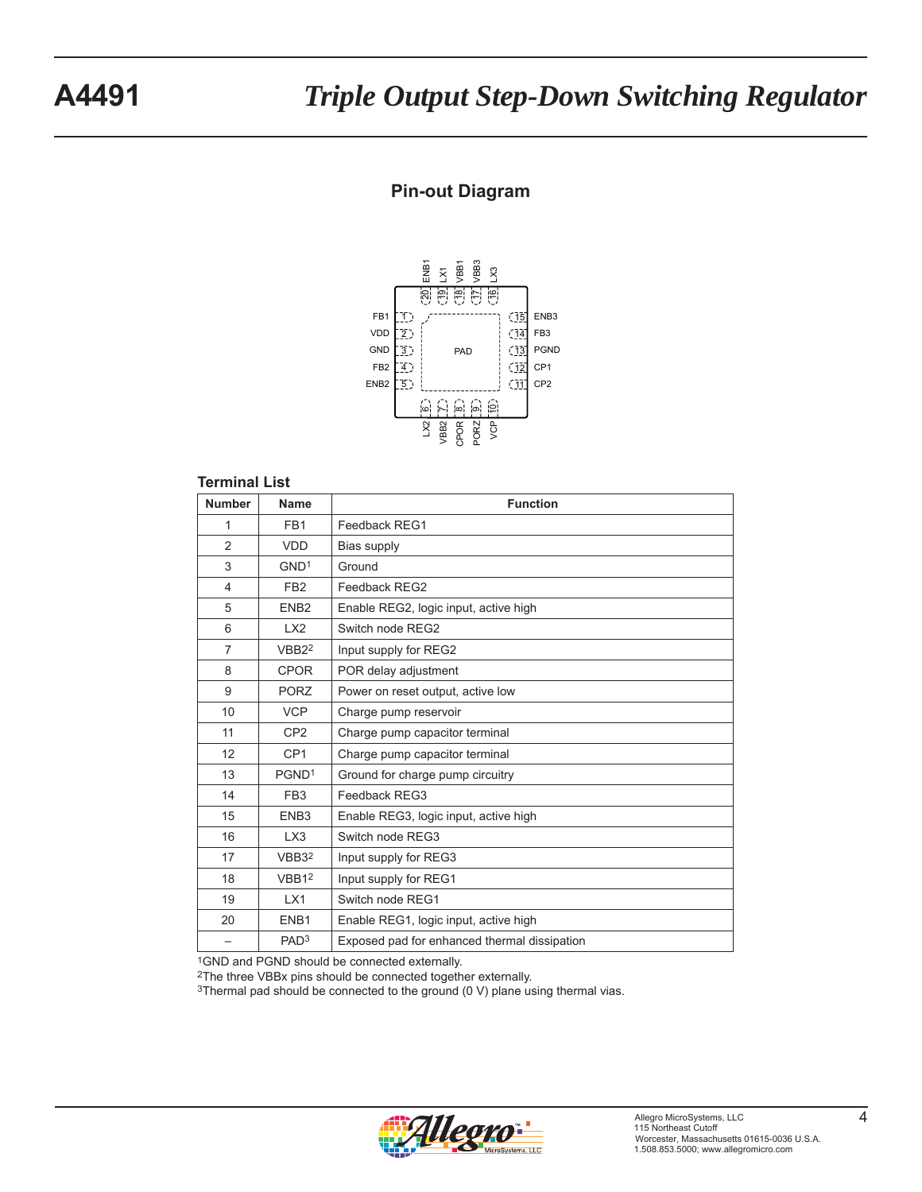## Pin-out Diagram

## Terminal List

| Number | Name | Function |
|---|---|---|
| 1 | FB1 | Feedback REG1 |
| 2 | VDD | Bias supply |
| 3 | GND[1] | Ground |
| 4 | FB2 | Feedback REG2 |
| 5 | ENB2 | Enable REG2, logic input, active high |
| 6 | LX2 | Switch node REG2 |
| 7 | VBB2[2] | Input supply for REG2 |
| 8 | CPOR | POR delay adjustment |
| 9 | PORZ | Power on reset output, active low |
| 10 | VCP | Charge pump reservoir |
| 11 | CP2 | Charge pump capacitor terminal |
| 12 | CP1 | Charge pump capacitor terminal |
| 13 | PGND[1] | Ground for charge pump circuitry |
| 14 | FB3 | Feedback REG3 |
| 15 | ENB3 | Enable REG3, logic input, active high |
| 16 | LX3 | Switch node REG3 |
| 17 | VBB3[2] | Input supply for REG3 |
| 18 | VBB1[2] | Input supply for REG1 |
| 19 | LX1 | Switch node REG1 |
| 20 | ENB1 | Enable REG1, logic input, active high |
| – | PAD[3] | Exposed pad for enhanced thermal dissipation |

[1]GND and PGND should be connected externally.
[2]The three VBBx pins should be connected together externally.
[3]Thermal pad should be connected to the ground (0 V) plane using thermal vias.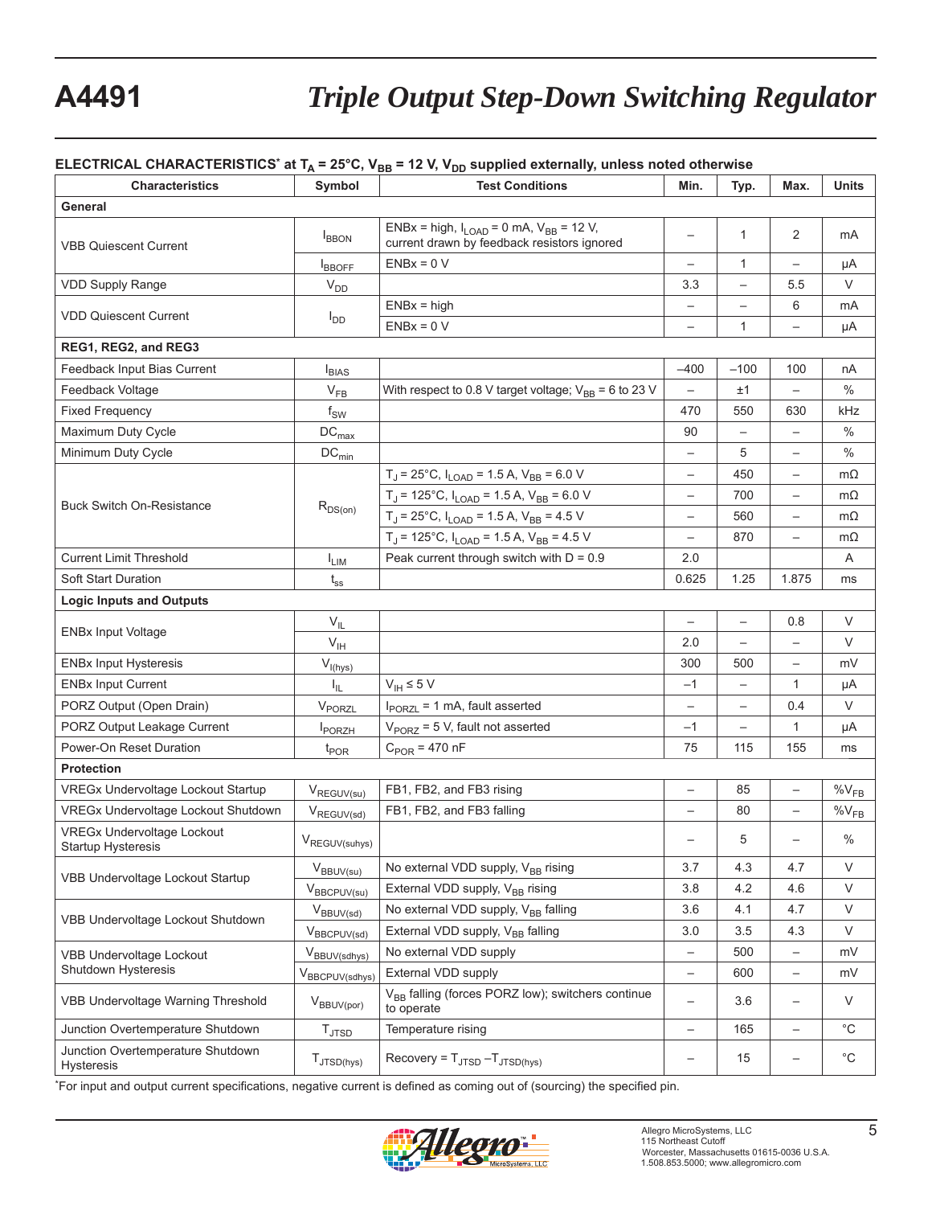**ELECTRICAL CHARACTERISTICS*** at $T_A$ = 25°C, $V_{BB}$ = 12 V, $V_{DD}$ supplied externally, unless noted otherwise

| Characteristics | Symbol | Test Conditions | Min. | Typ. | Max. | Units |
|---|---|---|---|---|---|---|
| **General** | | | | | | |
| VBB Quiescent Current | $I_{BBON}$ | ENBx = high, $I_{LOAD}$ = 0 mA, $V_{BB}$ = 12 V, current drawn by feedback resistors ignored | – | 1 | 2 | mA |
| | $I_{BBOFF}$ | ENBx = 0 V | – | 1 | – | µA |
| VDD Supply Range | $V_{DD}$ | | 3.3 | – | 5.5 | V |
| VDD Quiescent Current | $I_{DD}$ | ENBx = high | – | – | 6 | mA |
| | | ENBx = 0 V | – | 1 | – | µA |
| **REG1, REG2, and REG3** | | | | | | |
| Feedback Input Bias Current | $I_{BIAS}$ | | –400 | –100 | 100 | nA |
| Feedback Voltage | $V_{FB}$ | With respect to 0.8 V target voltage; $V_{BB}$ = 6 to 23 V | – | ±1 | – | % |
| Fixed Frequency | $f_{SW}$ | | 470 | 550 | 630 | kHz |
| Maximum Duty Cycle | $DC_{max}$ | | 90 | – | – | % |
| Minimum Duty Cycle | $DC_{min}$ | | – | 5 | – | % |
| Buck Switch On-Resistance | $R_{DS(on)}$ | $T_J$ = 25°C, $I_{LOAD}$ = 1.5 A, $V_{BB}$ = 6.0 V | – | 450 | – | mΩ |
| | | $T_J$ = 125°C, $I_{LOAD}$ = 1.5 A, $V_{BB}$ = 6.0 V | – | 700 | – | mΩ |
| | | $T_J$ = 25°C, $I_{LOAD}$ = 1.5 A, $V_{BB}$ = 4.5 V | – | 560 | – | mΩ |
| | | $T_J$ = 125°C, $I_{LOAD}$ = 1.5 A, $V_{BB}$ = 4.5 V | – | 870 | – | mΩ |
| Current Limit Threshold | $I_{LIM}$ | Peak current through switch with D = 0.9 | 2.0 | | | A |
| Soft Start Duration | $t_{ss}$ | | 0.625 | 1.25 | 1.875 | ms |
| **Logic Inputs and Outputs** | | | | | | |
| ENBx Input Voltage | $V_{IL}$ | | – | – | 0.8 | V |
| | $V_{IH}$ | | 2.0 | – | – | V |
| ENBx Input Hysteresis | $V_{I(hys)}$ | | 300 | 500 | – | mV |
| ENBx Input Current | $I_{IL}$ | $V_{IH}$ ≤ 5 V | –1 | – | 1 | µA |
| PORZ Output (Open Drain) | $V_{PORZL}$ | $I_{PORZL}$ = 1 mA, fault asserted | – | – | 0.4 | V |
| PORZ Output Leakage Current | $I_{PORZH}$ | $V_{PORZ}$ = 5 V, fault not asserted | –1 | – | 1 | µA |
| Power-On Reset Duration | $t_{POR}$ | $C_{POR}$ = 470 nF | 75 | 115 | 155 | ms |
| **Protection** | | | | | | |
| VREGx Undervoltage Lockout Startup | $V_{REGUV(su)}$ | FB1, FB2, and FB3 rising | – | 85 | – | $\%V_{FB}$ |
| VREGx Undervoltage Lockout Shutdown | $V_{REGUV(sd)}$ | FB1, FB2, and FB3 falling | – | 80 | – | $\%V_{FB}$ |
| VREGx Undervoltage Lockout Startup Hysteresis | $V_{REGUV(suhys)}$ | | – | 5 | – | % |
| VBB Undervoltage Lockout Startup | $V_{BBUV(su)}$ | No external VDD supply, $V_{BB}$ rising | 3.7 | 4.3 | 4.7 | V |
| | $V_{BBCPUV(su)}$ | External VDD supply, $V_{BB}$ rising | 3.8 | 4.2 | 4.6 | V |
| VBB Undervoltage Lockout Shutdown | $V_{BBUV(sd)}$ | No external VDD supply, $V_{BB}$ falling | 3.6 | 4.1 | 4.7 | V |
| | $V_{BBCPUV(sd)}$ | External VDD supply, $V_{BB}$ falling | 3.0 | 3.5 | 4.3 | V |
| VBB Undervoltage Lockout Shutdown Hysteresis | $V_{BBUV(sdhys)}$ | No external VDD supply | – | 500 | – | mV |
| | $V_{BBCPUV(sdhys)}$ | External VDD supply | – | 600 | – | mV |
| VBB Undervoltage Warning Threshold | $V_{BBUV(por)}$ | $V_{BB}$ falling (forces PORZ low); switchers continue to operate | – | 3.6 | – | V |
| Junction Overtemperature Shutdown | $T_{JTSD}$ | Temperature rising | – | 165 | – | °C |
| Junction Overtemperature Shutdown Hysteresis | $T_{JTSD(hys)}$ | Recovery = $T_{JTSD}$ – $T_{JTSD(hys)}$ | – | 15 | – | °C |

*For input and output current specifications, negative current is defined as coming out of (sourcing) the specified pin.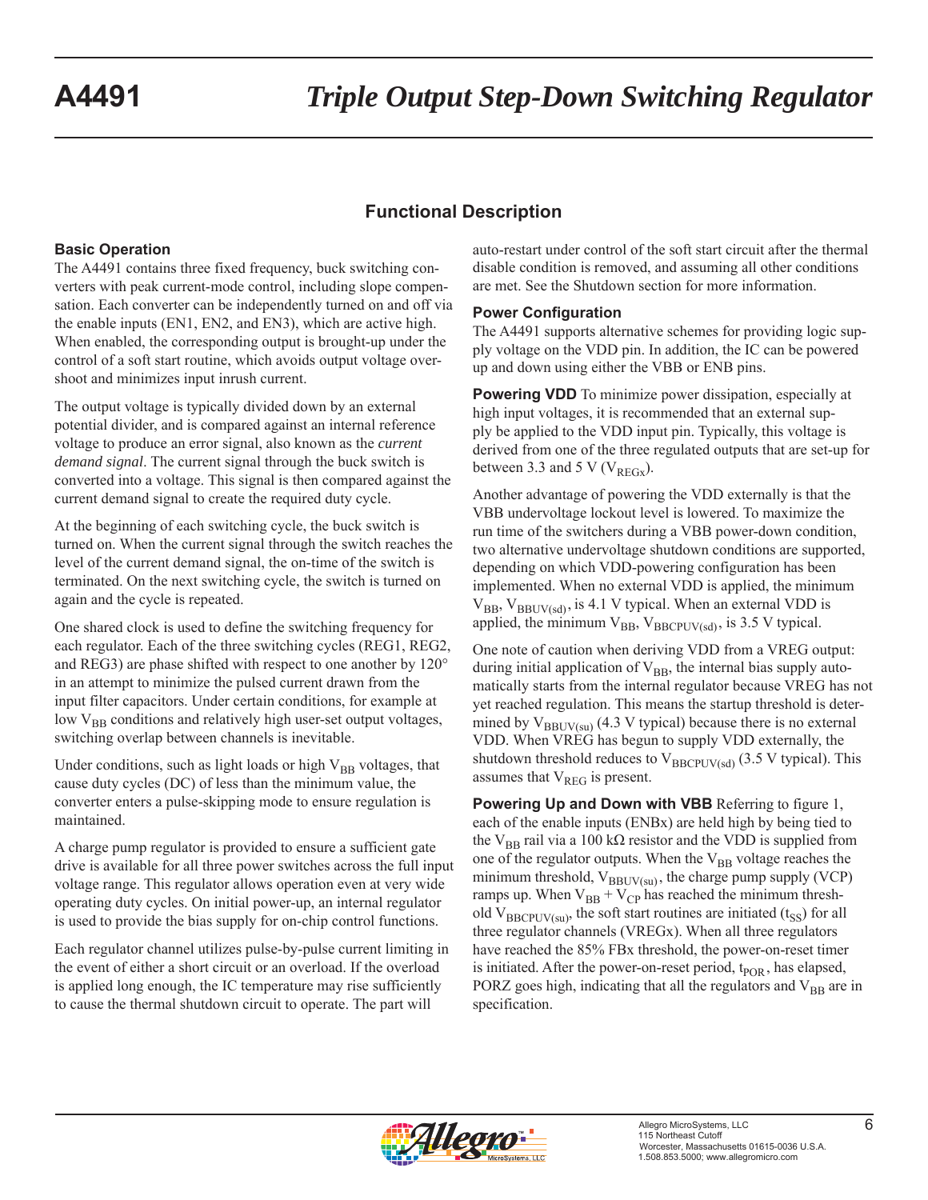## Functional Description

### Basic Operation

The A4491 contains three fixed frequency, buck switching converters with peak current-mode control, including slope compensation. Each converter can be independently turned on and off via the enable inputs (EN1, EN2, and EN3), which are active high. When enabled, the corresponding output is brought-up under the control of a soft start routine, which avoids output voltage overshoot and minimizes input inrush current.

The output voltage is typically divided down by an external potential divider, and is compared against an internal reference voltage to produce an error signal, also known as the *current demand signal*. The current signal through the buck switch is converted into a voltage. This signal is then compared against the current demand signal to create the required duty cycle.

At the beginning of each switching cycle, the buck switch is turned on. When the current signal through the switch reaches the level of the current demand signal, the on-time of the switch is terminated. On the next switching cycle, the switch is turned on again and the cycle is repeated.

One shared clock is used to define the switching frequency for each regulator. Each of the three switching cycles (REG1, REG2, and REG3) are phase shifted with respect to one another by 120° in an attempt to minimize the pulsed current drawn from the input filter capacitors. Under certain conditions, for example at low $V_{BB}$ conditions and relatively high user-set output voltages, switching overlap between channels is inevitable.

Under conditions, such as light loads or high $V_{BB}$ voltages, that cause duty cycles (DC) of less than the minimum value, the converter enters a pulse-skipping mode to ensure regulation is maintained.

A charge pump regulator is provided to ensure a sufficient gate drive is available for all three power switches across the full input voltage range. This regulator allows operation even at very wide operating duty cycles. On initial power-up, an internal regulator is used to provide the bias supply for on-chip control functions.

Each regulator channel utilizes pulse-by-pulse current limiting in the event of either a short circuit or an overload. If the overload is applied long enough, the IC temperature may rise sufficiently to cause the thermal shutdown circuit to operate. The part will auto-restart under control of the soft start circuit after the thermal disable condition is removed, and assuming all other conditions are met. See the Shutdown section for more information.

### Power Configuration

The A4491 supports alternative schemes for providing logic supply voltage on the VDD pin. In addition, the IC can be powered up and down using either the VBB or ENB pins.

**Powering VDD** To minimize power dissipation, especially at high input voltages, it is recommended that an external supply be applied to the VDD input pin. Typically, this voltage is derived from one of the three regulated outputs that are set-up for between 3.3 and 5 V ($V_{REGx}$).

Another advantage of powering the VDD externally is that the VBB undervoltage lockout level is lowered. To maximize the run time of the switchers during a VBB power-down condition, two alternative undervoltage shutdown conditions are supported, depending on which VDD-powering configuration has been implemented. When no external VDD is applied, the minimum $V_{BB}$, $V_{BBUV(sd)}$, is 4.1 V typical. When an external VDD is applied, the minimum $V_{BB}$, $V_{BBCPUV(sd)}$, is 3.5 V typical.

One note of caution when deriving VDD from a VREG output: during initial application of $V_{BB}$, the internal bias supply automatically starts from the internal regulator because VREG has not yet reached regulation. This means the startup threshold is determined by $V_{BBUV(su)}$ (4.3 V typical) because there is no external VDD. When VREG has begun to supply VDD externally, the shutdown threshold reduces to $V_{BBCPUV(sd)}$ (3.5 V typical). This assumes that $V_{REG}$ is present.

**Powering Up and Down with VBB** Referring to figure 1, each of the enable inputs (ENBx) are held high by being tied to the $V_{BB}$ rail via a 100 kΩ resistor and the VDD is supplied from one of the regulator outputs. When the $V_{BB}$ voltage reaches the minimum threshold, $V_{BBUV(su)}$, the charge pump supply (VCP) ramps up. When $V_{BB} + V_{CP}$ has reached the minimum threshold $V_{BBCPUV(su)}$, the soft start routines are initiated ($t_{SS}$) for all three regulator channels (VREGx). When all three regulators have reached the 85% FBx threshold, the power-on-reset timer is initiated. After the power-on-reset period, $t_{POR}$, has elapsed, PORZ goes high, indicating that all the regulators and $V_{BB}$ are in specification.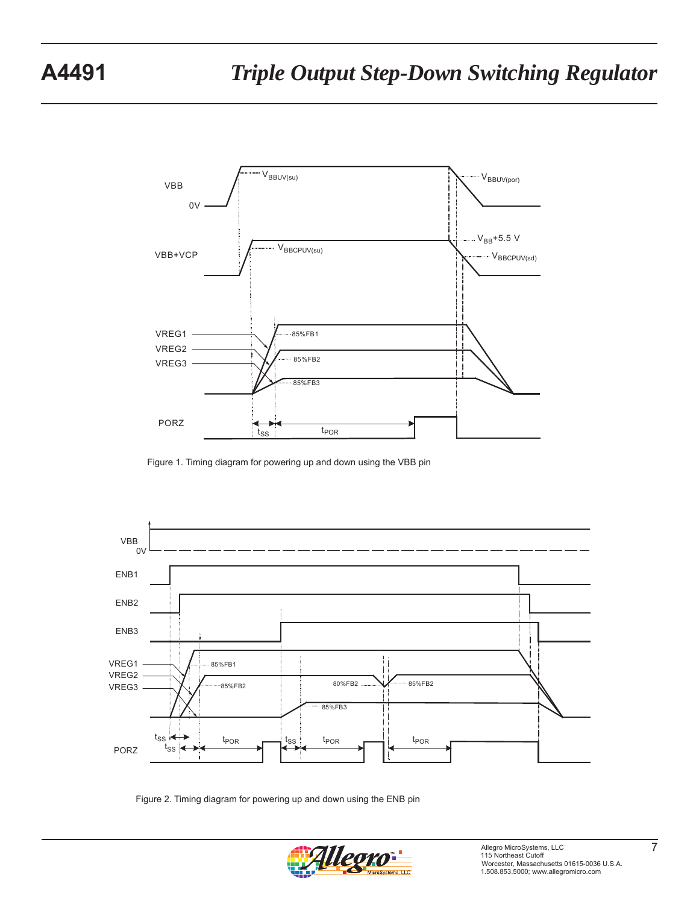Figure 1. Timing diagram for powering up and down using the VBB pin

Figure 2. Timing diagram for powering up and down using the ENB pin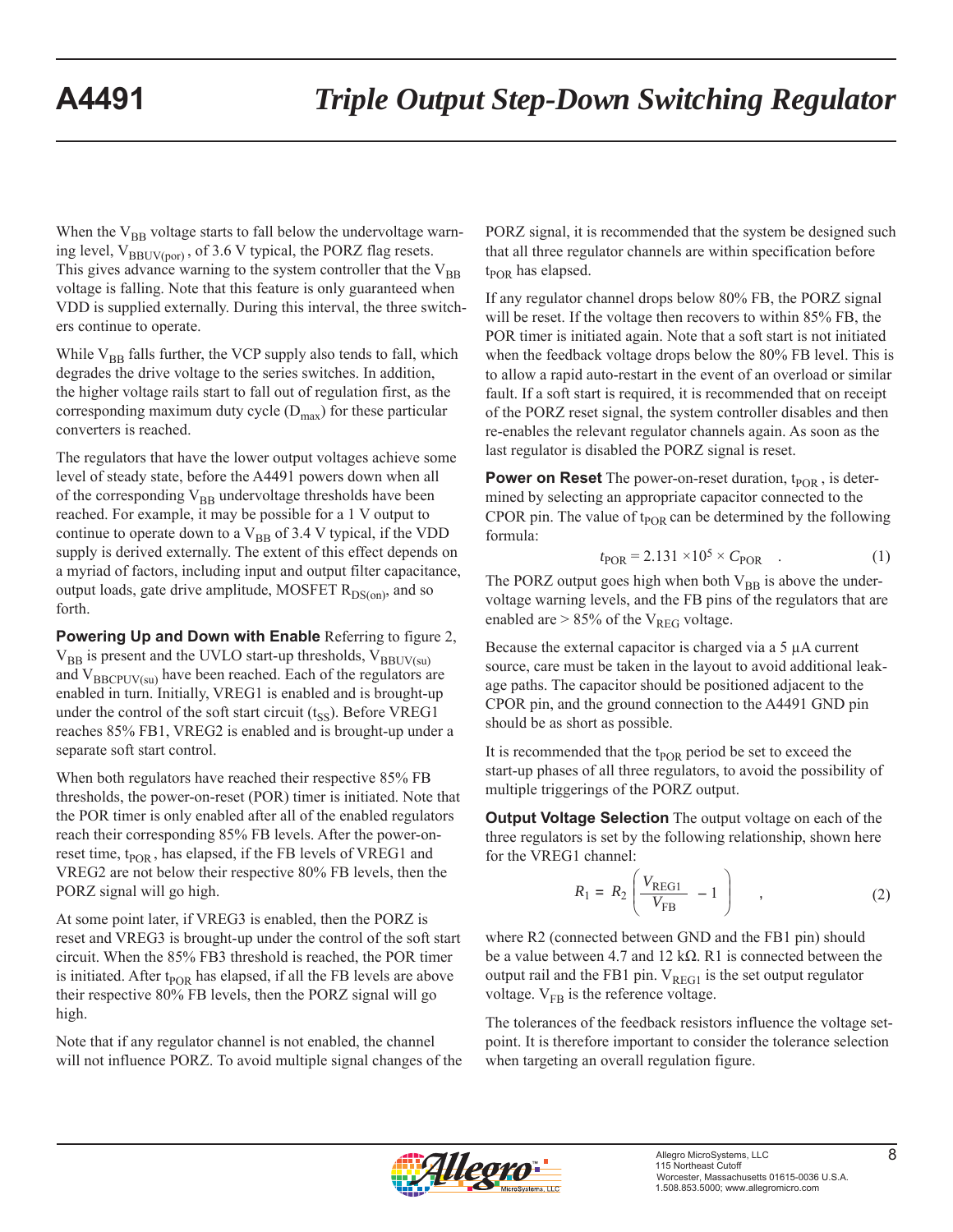When the $V_{BB}$ voltage starts to fall below the undervoltage warning level, $V_{BBUV(por)}$ , of 3.6 V typical, the PORZ flag resets. This gives advance warning to the system controller that the $V_{BB}$ voltage is falling. Note that this feature is only guaranteed when VDD is supplied externally. During this interval, the three switchers continue to operate.

While $V_{BB}$ falls further, the VCP supply also tends to fall, which degrades the drive voltage to the series switches. In addition, the higher voltage rails start to fall out of regulation first, as the corresponding maximum duty cycle ($D_{max}$) for these particular converters is reached.

The regulators that have the lower output voltages achieve some level of steady state, before the A4491 powers down when all of the corresponding $V_{BB}$ undervoltage thresholds have been reached. For example, it may be possible for a 1 V output to continue to operate down to a $V_{BB}$ of 3.4 V typical, if the VDD supply is derived externally. The extent of this effect depends on a myriad of factors, including input and output filter capacitance, output loads, gate drive amplitude, MOSFET $R_{DS(on)}$, and so forth.

**Powering Up and Down with Enable** Referring to figure 2, $V_{BB}$ is present and the UVLO start-up thresholds, $V_{BBUV(su)}$ and $V_{BBCPUV(su)}$ have been reached. Each of the regulators are enabled in turn. Initially, VREG1 is enabled and is brought-up under the control of the soft start circuit ($t_{SS}$). Before VREG1 reaches 85% FB1, VREG2 is enabled and is brought-up under a separate soft start control.

When both regulators have reached their respective 85% FB thresholds, the power-on-reset (POR) timer is initiated. Note that the POR timer is only enabled after all of the enabled regulators reach their corresponding 85% FB levels. After the power-on-reset time, $t_{POR}$ , has elapsed, if the FB levels of VREG1 and VREG2 are not below their respective 80% FB levels, then the PORZ signal will go high.

At some point later, if VREG3 is enabled, then the PORZ is reset and VREG3 is brought-up under the control of the soft start circuit. When the 85% FB3 threshold is reached, the POR timer is initiated. After $t_{POR}$ has elapsed, if all the FB levels are above their respective 80% FB levels, then the PORZ signal will go high.

Note that if any regulator channel is not enabled, the channel will not influence PORZ. To avoid multiple signal changes of the PORZ signal, it is recommended that the system be designed such that all three regulator channels are within specification before $t_{POR}$ has elapsed.

If any regulator channel drops below 80% FB, the PORZ signal will be reset. If the voltage then recovers to within 85% FB, the POR timer is initiated again. Note that a soft start is not initiated when the feedback voltage drops below the 80% FB level. This is to allow a rapid auto-restart in the event of an overload or similar fault. If a soft start is required, it is recommended that on receipt of the PORZ reset signal, the system controller disables and then re-enables the relevant regulator channels again. As soon as the last regulator is disabled the PORZ signal is reset.

**Power on Reset** The power-on-reset duration, $t_{POR}$ , is determined by selecting an appropriate capacitor connected to the CPOR pin. The value of $t_{POR}$ can be determined by the following formula:

$$t_{POR} = 2.131 \times 10^5 \times C_{POR} \quad . \tag{1}$$

The PORZ output goes high when both $V_{BB}$ is above the undervoltage warning levels, and the FB pins of the regulators that are enabled are > 85% of the $V_{REG}$ voltage.

Because the external capacitor is charged via a 5 µA current source, care must be taken in the layout to avoid additional leakage paths. The capacitor should be positioned adjacent to the CPOR pin, and the ground connection to the A4491 GND pin should be as short as possible.

It is recommended that the $t_{POR}$ period be set to exceed the start-up phases of all three regulators, to avoid the possibility of multiple triggerings of the PORZ output.

**Output Voltage Selection** The output voltage on each of the three regulators is set by the following relationship, shown here for the VREG1 channel:

$$R_1 = R_2 \left( \frac{V_{REG1}}{V_{FB}} - 1 \right) \quad , \tag{2}$$

where R2 (connected between GND and the FB1 pin) should be a value between 4.7 and 12 kΩ. R1 is connected between the output rail and the FB1 pin. $V_{REG1}$ is the set output regulator voltage. $V_{FB}$ is the reference voltage.

The tolerances of the feedback resistors influence the voltage setpoint. It is therefore important to consider the tolerance selection when targeting an overall regulation figure.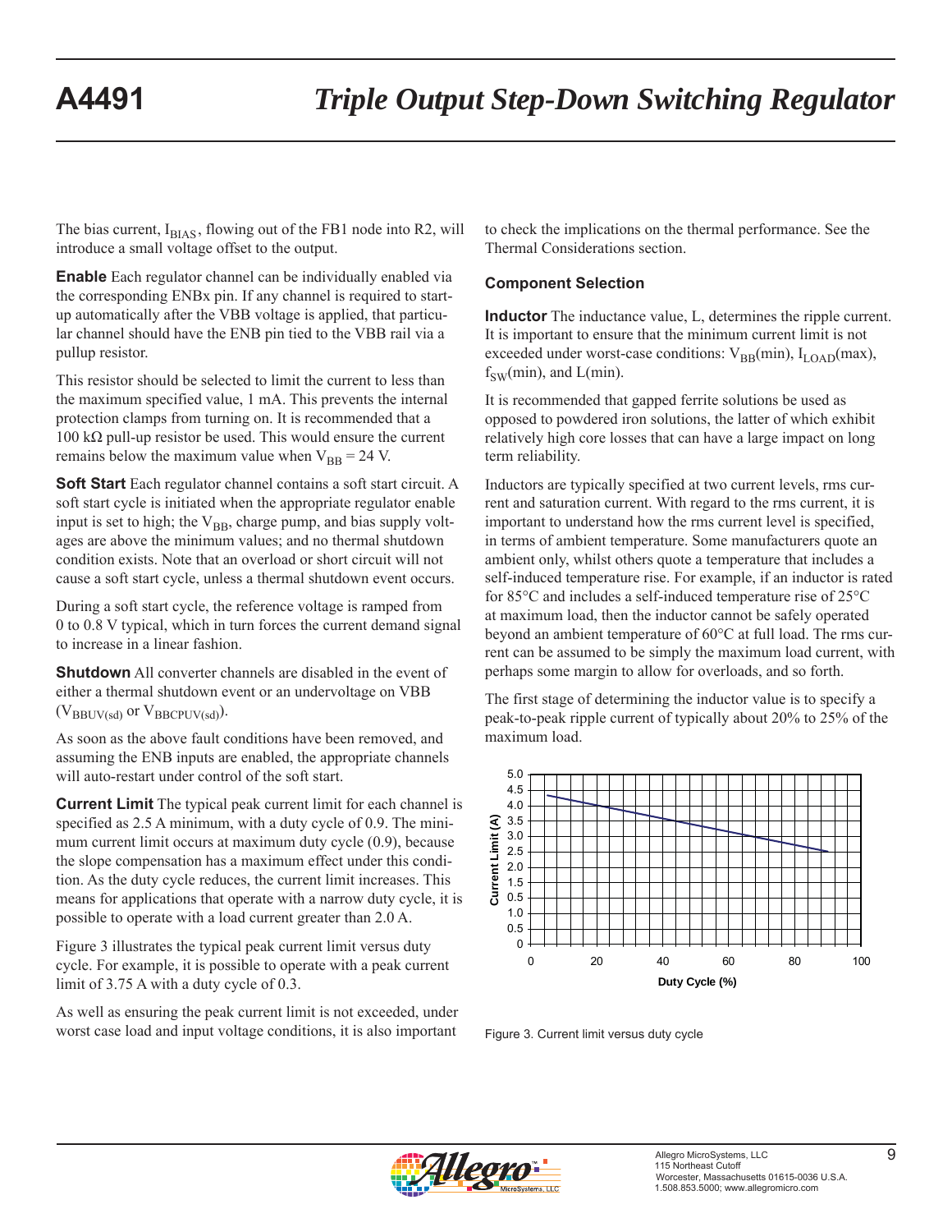The bias current, $I_{BIAS}$, flowing out of the FB1 node into R2, will introduce a small voltage offset to the output.

**Enable** Each regulator channel can be individually enabled via the corresponding ENBx pin. If any channel is required to start-up automatically after the VBB voltage is applied, that particular channel should have the ENB pin tied to the VBB rail via a pullup resistor.

This resistor should be selected to limit the current to less than the maximum specified value, 1 mA. This prevents the internal protection clamps from turning on. It is recommended that a 100 kΩ pull-up resistor be used. This would ensure the current remains below the maximum value when $V_{BB}$ = 24 V.

**Soft Start** Each regulator channel contains a soft start circuit. A soft start cycle is initiated when the appropriate regulator enable input is set to high; the $V_{BB}$, charge pump, and bias supply voltages are above the minimum values; and no thermal shutdown condition exists. Note that an overload or short circuit will not cause a soft start cycle, unless a thermal shutdown event occurs.

During a soft start cycle, the reference voltage is ramped from 0 to 0.8 V typical, which in turn forces the current demand signal to increase in a linear fashion.

**Shutdown** All converter channels are disabled in the event of either a thermal shutdown event or an undervoltage on VBB ($V_{BBUV(sd)}$ or $V_{BBCPUV(sd)}$).

As soon as the above fault conditions have been removed, and assuming the ENB inputs are enabled, the appropriate channels will auto-restart under control of the soft start.

**Current Limit** The typical peak current limit for each channel is specified as 2.5 A minimum, with a duty cycle of 0.9. The minimum current limit occurs at maximum duty cycle (0.9), because the slope compensation has a maximum effect under this condition. As the duty cycle reduces, the current limit increases. This means for applications that operate with a narrow duty cycle, it is possible to operate with a load current greater than 2.0 A.

Figure 3 illustrates the typical peak current limit versus duty cycle. For example, it is possible to operate with a peak current limit of 3.75 A with a duty cycle of 0.3.

As well as ensuring the peak current limit is not exceeded, under worst case load and input voltage conditions, it is also important to check the implications on the thermal performance. See the Thermal Considerations section.

### Component Selection

**Inductor** The inductance value, L, determines the ripple current. It is important to ensure that the minimum current limit is not exceeded under worst-case conditions: $V_{BB}$(min), $I_{LOAD}$(max), $f_{SW}$(min), and L(min).

It is recommended that gapped ferrite solutions be used as opposed to powdered iron solutions, the latter of which exhibit relatively high core losses that can have a large impact on long term reliability.

Inductors are typically specified at two current levels, rms current and saturation current. With regard to the rms current, it is important to understand how the rms current level is specified, in terms of ambient temperature. Some manufacturers quote an ambient only, whilst others quote a temperature that includes a self-induced temperature rise. For example, if an inductor is rated for 85°C and includes a self-induced temperature rise of 25°C at maximum load, then the inductor cannot be safely operated beyond an ambient temperature of 60°C at full load. The rms current can be assumed to be simply the maximum load current, with perhaps some margin to allow for overloads, and so forth.

The first stage of determining the inductor value is to specify a peak-to-peak ripple current of typically about 20% to 25% of the maximum load.

Figure 3. Current limit versus duty cycle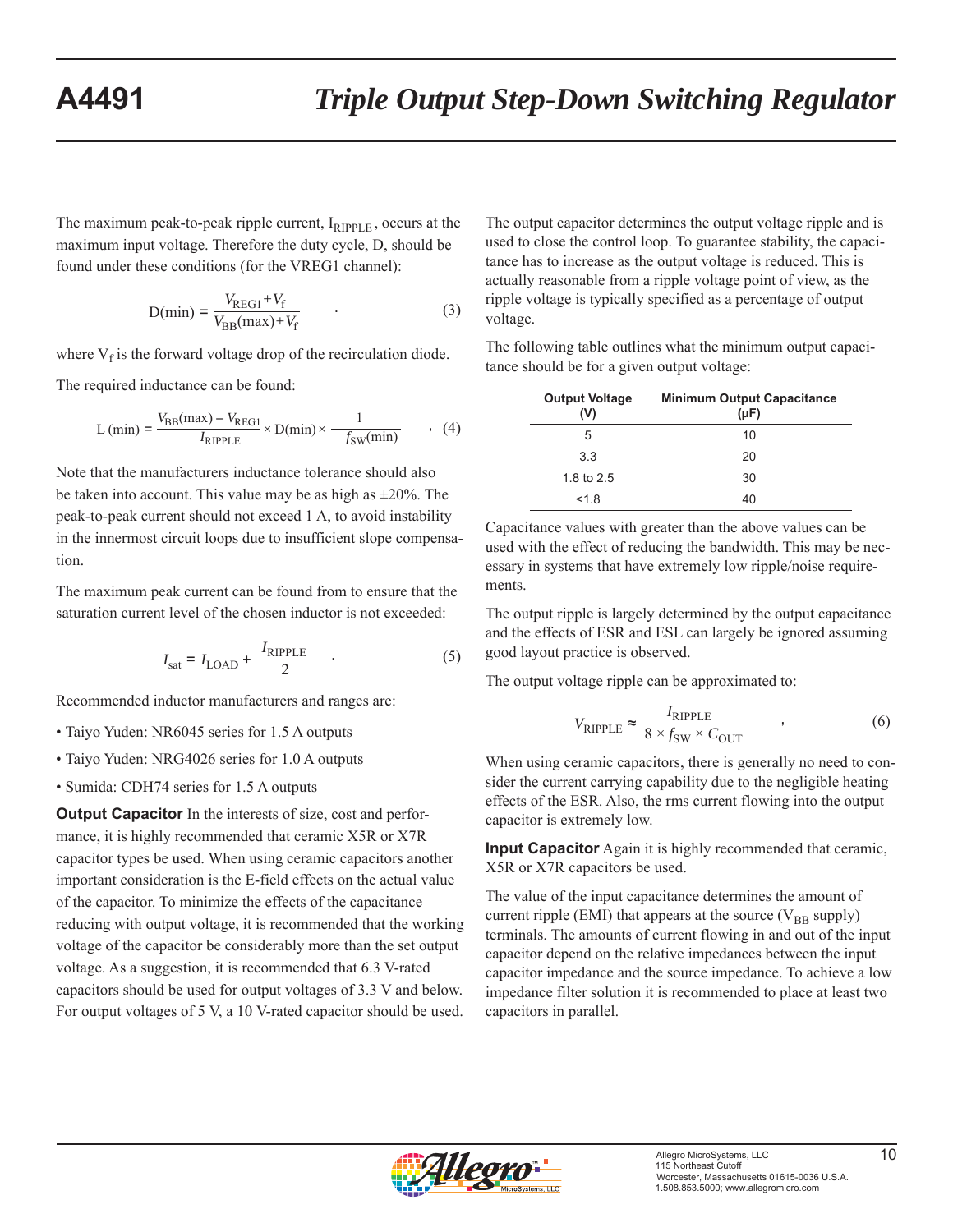The maximum peak-to-peak ripple current, $I_{RIPPLE}$, occurs at the maximum input voltage. Therefore the duty cycle, D, should be found under these conditions (for the VREG1 channel):

$$D(\min) = \frac{V_{REG1}+V_f}{V_{BB}(\max)+V_f} \quad . \tag{3}$$

where $V_f$ is the forward voltage drop of the recirculation diode.

The required inductance can be found:

$$L(\min) = \frac{V_{BB}(\max) - V_{REG1}}{I_{RIPPLE}} \times D(\min) \times \frac{1}{f_{SW}(\min)} \quad , \tag{4}$$

Note that the manufacturers inductance tolerance should also be taken into account. This value may be as high as ±20%. The peak-to-peak current should not exceed 1 A, to avoid instability in the innermost circuit loops due to insufficient slope compensation.

The maximum peak current can be found from to ensure that the saturation current level of the chosen inductor is not exceeded:

$$I_{sat} = I_{LOAD} + \frac{I_{RIPPLE}}{2} \quad . \tag{5}$$

Recommended inductor manufacturers and ranges are:

- Taiyo Yuden: NR6045 series for 1.5 A outputs
- Taiyo Yuden: NRG4026 series for 1.0 A outputs
- Sumida: CDH74 series for 1.5 A outputs

**Output Capacitor** In the interests of size, cost and performance, it is highly recommended that ceramic X5R or X7R capacitor types be used. When using ceramic capacitors another important consideration is the E-field effects on the actual value of the capacitor. To minimize the effects of the capacitance reducing with output voltage, it is recommended that the working voltage of the capacitor be considerably more than the set output voltage. As a suggestion, it is recommended that 6.3 V-rated capacitors should be used for output voltages of 3.3 V and below. For output voltages of 5 V, a 10 V-rated capacitor should be used.

The output capacitor determines the output voltage ripple and is used to close the control loop. To guarantee stability, the capacitance has to increase as the output voltage is reduced. This is actually reasonable from a ripple voltage point of view, as the ripple voltage is typically specified as a percentage of output voltage.

The following table outlines what the minimum output capacitance should be for a given output voltage:

| Output Voltage (V) | Minimum Output Capacitance (µF) |
|---|---|
| 5 | 10 |
| 3.3 | 20 |
| 1.8 to 2.5 | 30 |
| <1.8 | 40 |

Capacitance values with greater than the above values can be used with the effect of reducing the bandwidth. This may be necessary in systems that have extremely low ripple/noise requirements.

The output ripple is largely determined by the output capacitance and the effects of ESR and ESL can largely be ignored assuming good layout practice is observed.

The output voltage ripple can be approximated to:

$$V_{RIPPLE} \approx \frac{I_{RIPPLE}}{8 \times f_{SW} \times C_{OUT}} \quad , \tag{6}$$

When using ceramic capacitors, there is generally no need to consider the current carrying capability due to the negligible heating effects of the ESR. Also, the rms current flowing into the output capacitor is extremely low.

**Input Capacitor** Again it is highly recommended that ceramic, X5R or X7R capacitors be used.

The value of the input capacitance determines the amount of current ripple (EMI) that appears at the source ($V_{BB}$ supply) terminals. The amounts of current flowing in and out of the input capacitor depend on the relative impedances between the input capacitor impedance and the source impedance. To achieve a low impedance filter solution it is recommended to place at least two capacitors in parallel.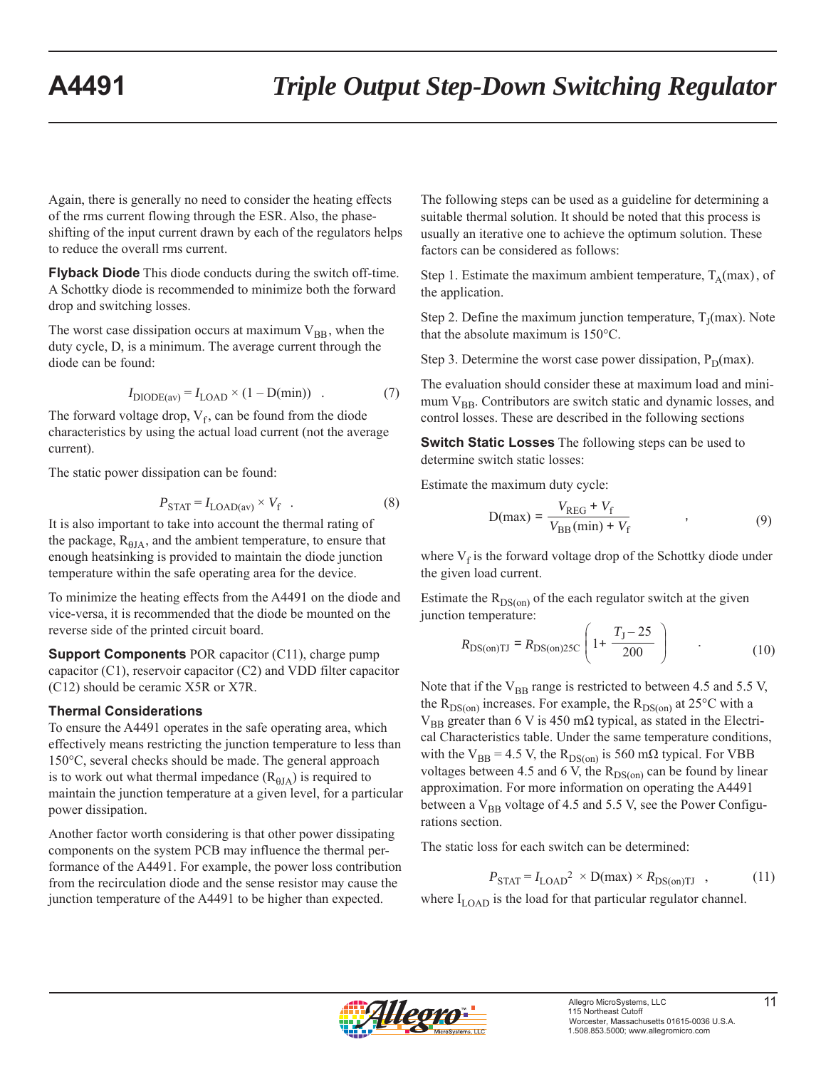Again, there is generally no need to consider the heating effects of the rms current flowing through the ESR. Also, the phase-shifting of the input current drawn by each of the regulators helps to reduce the overall rms current.

**Flyback Diode** This diode conducts during the switch off-time. A Schottky diode is recommended to minimize both the forward drop and switching losses.

The worst case dissipation occurs at maximum $V_{BB}$, when the duty cycle, D, is a minimum. The average current through the diode can be found:

$$I_{DIODE(av)} = I_{LOAD} \times (1 - D(min)) \quad . \tag{7}$$

The forward voltage drop, $V_f$, can be found from the diode characteristics by using the actual load current (not the average current).

The static power dissipation can be found:

$$P_{STAT} = I_{LOAD(av)} \times V_f \quad . \tag{8}$$

It is also important to take into account the thermal rating of the package, $R_{\theta JA}$, and the ambient temperature, to ensure that enough heatsinking is provided to maintain the diode junction temperature within the safe operating area for the device.

To minimize the heating effects from the A4491 on the diode and vice-versa, it is recommended that the diode be mounted on the reverse side of the printed circuit board.

**Support Components** POR capacitor (C11), charge pump capacitor (C1), reservoir capacitor (C2) and VDD filter capacitor (C12) should be ceramic X5R or X7R.

### Thermal Considerations

To ensure the A4491 operates in the safe operating area, which effectively means restricting the junction temperature to less than 150°C, several checks should be made. The general approach is to work out what thermal impedance ($R_{\theta JA}$) is required to maintain the junction temperature at a given level, for a particular power dissipation.

Another factor worth considering is that other power dissipating components on the system PCB may influence the thermal performance of the A4491. For example, the power loss contribution from the recirculation diode and the sense resistor may cause the junction temperature of the A4491 to be higher than expected.

The following steps can be used as a guideline for determining a suitable thermal solution. It should be noted that this process is usually an iterative one to achieve the optimum solution. These factors can be considered as follows:

Step 1. Estimate the maximum ambient temperature, $T_A(max)$, of the application.

Step 2. Define the maximum junction temperature, $T_J(max)$. Note that the absolute maximum is 150°C.

Step 3. Determine the worst case power dissipation, $P_D(max)$.

The evaluation should consider these at maximum load and minimum $V_{BB}$. Contributors are switch static and dynamic losses, and control losses. These are described in the following sections

**Switch Static Losses** The following steps can be used to determine switch static losses:

Estimate the maximum duty cycle:

$$D(max) = \frac{V_{REG} + V_f}{V_{BB}(min) + V_f} \quad , \tag{9}$$

where $V_f$ is the forward voltage drop of the Schottky diode under the given load current.

Estimate the $R_{DS(on)}$ of the each regulator switch at the given junction temperature:

$$R_{DS(on)TJ} = R_{DS(on)25C} \left( 1 + \frac{T_J - 25}{200} \right) \quad . \tag{10}$$

Note that if the $V_{BB}$ range is restricted to between 4.5 and 5.5 V, the $R_{DS(on)}$ increases. For example, the $R_{DS(on)}$ at 25°C with a $V_{BB}$ greater than 6 V is 450 mΩ typical, as stated in the Electrical Characteristics table. Under the same temperature conditions, with the $V_{BB}$ = 4.5 V, the $R_{DS(on)}$ is 560 mΩ typical. For VBB voltages between 4.5 and 6 V, the $R_{DS(on)}$ can be found by linear approximation. For more information on operating the A4491 between a $V_{BB}$ voltage of 4.5 and 5.5 V, see the Power Configurations section.

The static loss for each switch can be determined:

$$P_{STAT} = I_{LOAD}^2 \times D(max) \times R_{DS(on)TJ} \quad , \tag{11}$$

where $I_{LOAD}$ is the load for that particular regulator channel.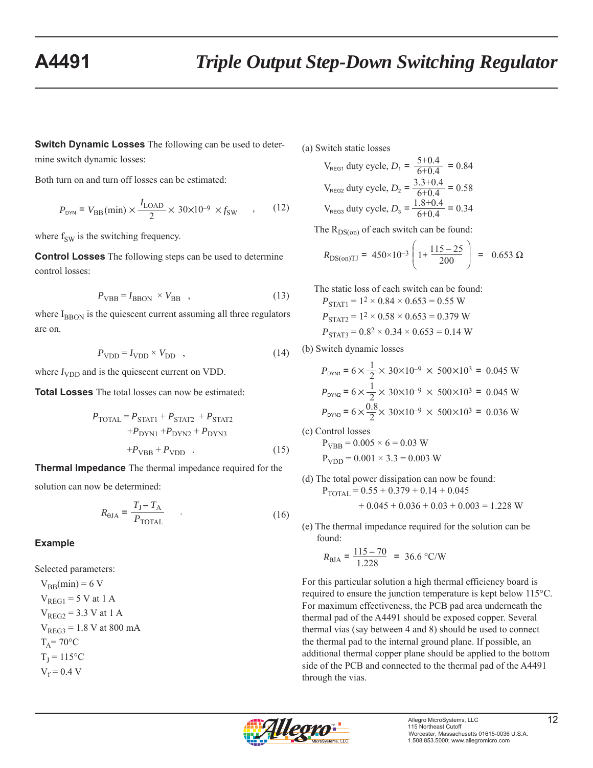**Switch Dynamic Losses** The following can be used to determine switch dynamic losses:

Both turn on and turn off losses can be estimated:

$$P_{DYN} = V_{BB}(\text{min}) \times \frac{I_{LOAD}}{2} \times 30{\times}10^{-9} \times f_{SW} \quad , \qquad (12)$$

where $f_{SW}$ is the switching frequency.

**Control Losses** The following steps can be used to determine control losses:

$$P_{VBB} = I_{BBON} \times V_{BB} \quad , \qquad (13)$$

where $I_{BBON}$ is the quiescent current assuming all three regulators are on.

$$P_{VDD} = I_{VDD} \times V_{DD} \quad , \qquad (14)$$

where $I_{VDD}$ and is the quiescent current on VDD.

**Total Losses** The total losses can now be estimated:

$$P_{TOTAL} = P_{STAT1} + P_{STAT2} + P_{STAT2} + P_{DYN1} + P_{DYN2} + P_{DYN3} + P_{VBB} + P_{VDD} \quad . \qquad (15)$$

**Thermal Impedance** The thermal impedance required for the solution can now be determined:

$$R_{\theta JA} = \frac{T_J - T_A}{P_{TOTAL}} \quad . \qquad (16)$$

### Example

Selected parameters:

- $V_{BB}(\text{min}) = 6$ V
- $V_{REG1} = 5$ V at 1 A
- $V_{REG2} = 3.3$ V at 1 A
- $V_{REG3} = 1.8$ V at 800 mA
- $T_A = 70°C$
- $T_J = 115°C$
- $V_f = 0.4$ V

(a) Switch static losses

$$V_{REG1} \text{ duty cycle, } D_1 = \frac{5+0.4}{6+0.4} = 0.84$$

$$V_{REG2} \text{ duty cycle, } D_2 = \frac{3.3+0.4}{6+0.4} = 0.58$$

$$V_{REG3} \text{ duty cycle, } D_3 = \frac{1.8+0.4}{6+0.4} = 0.34$$

The $R_{DS(on)}$ of each switch can be found:

$$R_{DS(on)TJ} = 450{\times}10^{-3} \left(1 + \frac{115-25}{200}\right) = 0.653\ \Omega$$

The static loss of each switch can be found:

$$P_{STAT1} = 1^2 \times 0.84 \times 0.653 = 0.55 \text{ W}$$

$$P_{STAT2} = 1^2 \times 0.58 \times 0.653 = 0.379 \text{ W}$$

$$P_{STAT3} = 0.8^2 \times 0.34 \times 0.653 = 0.14 \text{ W}$$

(b) Switch dynamic losses

$$P_{DYN1} = 6 \times \frac{1}{2} \times 30{\times}10^{-9} \times 500{\times}10^{3} = 0.045 \text{ W}$$

$$P_{DYN2} = 6 \times \frac{1}{2} \times 30{\times}10^{-9} \times 500{\times}10^{3} = 0.045 \text{ W}$$

$$P_{DYN3} = 6 \times \frac{0.8}{2} \times 30{\times}10^{-9} \times 500{\times}10^{3} = 0.036 \text{ W}$$

(c) Control losses

$$P_{VBB} = 0.005 \times 6 = 0.03 \text{ W}$$

$$P_{VDD} = 0.001 \times 3.3 = 0.003 \text{ W}$$

(d) The total power dissipation can now be found:

$$P_{TOTAL} = 0.55 + 0.379 + 0.14 + 0.045 + 0.045 + 0.036 + 0.03 + 0.003 = 1.228 \text{ W}$$

(e) The thermal impedance required for the solution can be found:

$$R_{\theta JA} = \frac{115-70}{1.228} = 36.6\ °C/W$$

For this particular solution a high thermal efficiency board is required to ensure the junction temperature is kept below 115°C. For maximum effectiveness, the PCB pad area underneath the thermal pad of the A4491 should be exposed copper. Several thermal vias (say between 4 and 8) should be used to connect the thermal pad to the internal ground plane. If possible, an additional thermal copper plane should be applied to the bottom side of the PCB and connected to the thermal pad of the A4491 through the vias.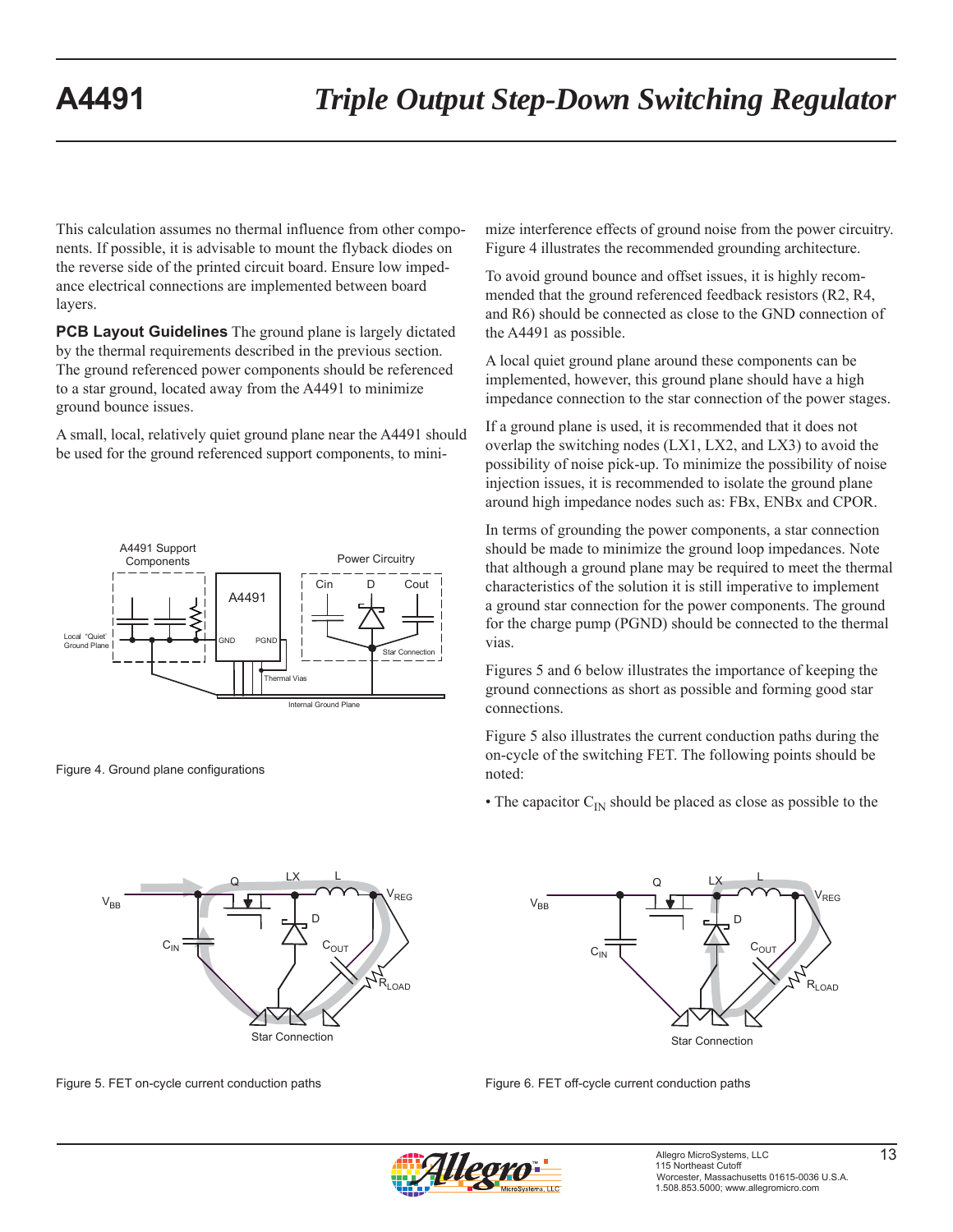This calculation assumes no thermal influence from other components. If possible, it is advisable to mount the flyback diodes on the reverse side of the printed circuit board. Ensure low impedance electrical connections are implemented between board layers.

**PCB Layout Guidelines** The ground plane is largely dictated by the thermal requirements described in the previous section. The ground referenced power components should be referenced to a star ground, located away from the A4491 to minimize ground bounce issues.

A small, local, relatively quiet ground plane near the A4491 should be used for the ground referenced support components, to minimize interference effects of ground noise from the power circuitry. Figure 4 illustrates the recommended grounding architecture.

Figure 4. Ground plane configurations

To avoid ground bounce and offset issues, it is highly recommended that the ground referenced feedback resistors (R2, R4, and R6) should be connected as close to the GND connection of the A4491 as possible.

A local quiet ground plane around these components can be implemented, however, this ground plane should have a high impedance connection to the star connection of the power stages.

If a ground plane is used, it is recommended that it does not overlap the switching nodes (LX1, LX2, and LX3) to avoid the possibility of noise pick-up. To minimize the possibility of noise injection issues, it is recommended to isolate the ground plane around high impedance nodes such as: FBx, ENBx and CPOR.

In terms of grounding the power components, a star connection should be made to minimize the ground loop impedances. Note that although a ground plane may be required to meet the thermal characteristics of the solution it is still imperative to implement a ground star connection for the power components. The ground for the charge pump (PGND) should be connected to the thermal vias.

Figures 5 and 6 below illustrates the importance of keeping the ground connections as short as possible and forming good star connections.

Figure 5 also illustrates the current conduction paths during the on-cycle of the switching FET. The following points should be noted:

- The capacitor $C_{IN}$ should be placed as close as possible to the

Figure 5. FET on-cycle current conduction paths

Figure 6. FET off-cycle current conduction paths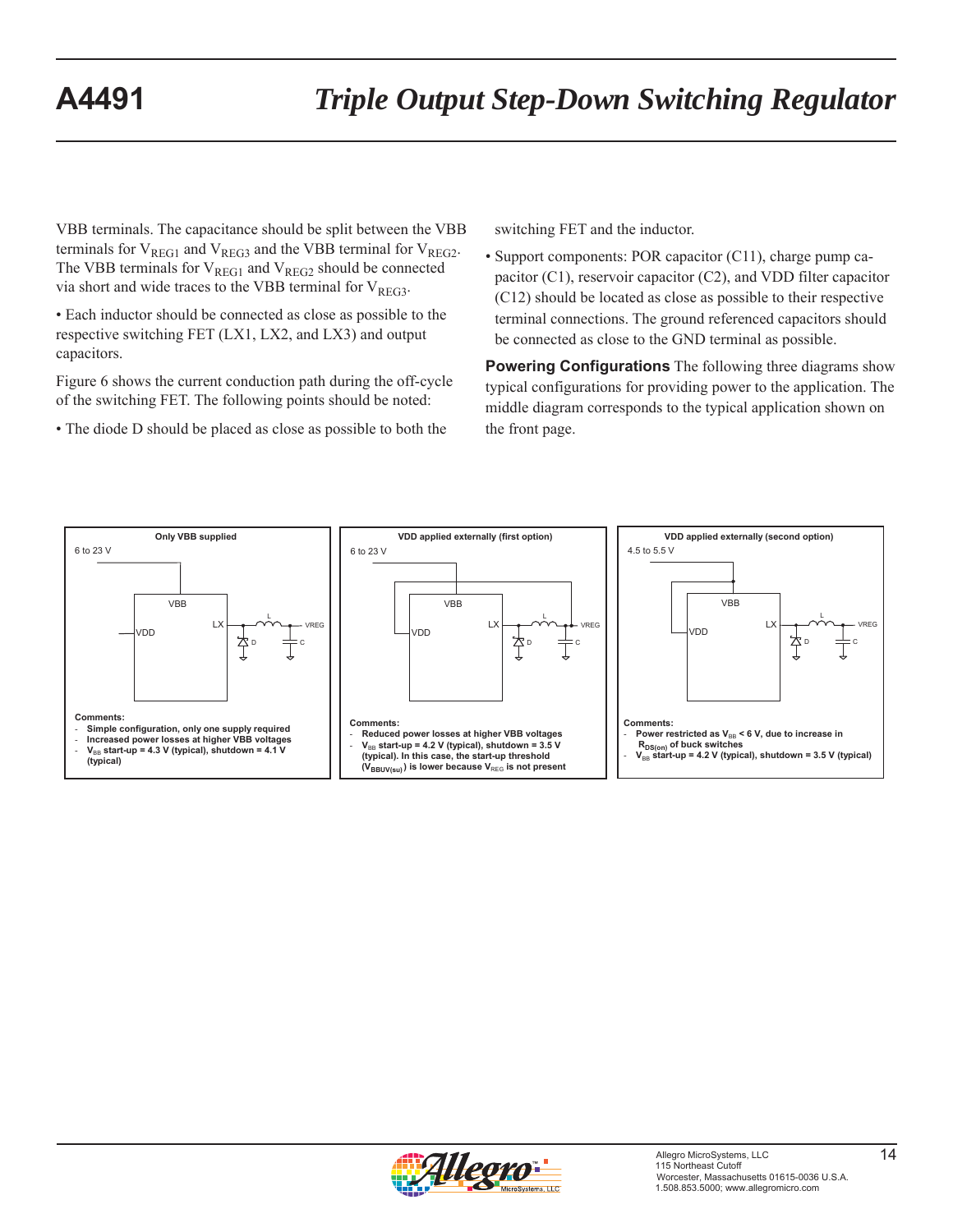VBB terminals. The capacitance should be split between the VBB terminals for $V_{REG1}$ and $V_{REG3}$ and the VBB terminal for $V_{REG2}$. The VBB terminals for $V_{REG1}$ and $V_{REG2}$ should be connected via short and wide traces to the VBB terminal for $V_{REG3}$.

- Each inductor should be connected as close as possible to the respective switching FET (LX1, LX2, and LX3) and output capacitors.

Figure 6 shows the current conduction path during the off-cycle of the switching FET. The following points should be noted:

- The diode D should be placed as close as possible to both the switching FET and the inductor.
- Support components: POR capacitor (C11), charge pump capacitor (C1), reservoir capacitor (C2), and VDD filter capacitor (C12) should be located as close as possible to their respective terminal connections. The ground referenced capacitors should be connected as close to the GND terminal as possible.

**Powering Configurations** The following three diagrams show typical configurations for providing power to the application. The middle diagram corresponds to the typical application shown on the front page.

**Only VBB supplied**

6 to 23 V

VBB, LX, VDD, L, VREG, D, C

Comments:
- Simple configuration, only one supply required
- Increased power losses at higher VBB voltages
- $V_{BB}$ start-up = 4.3 V (typical), shutdown = 4.1 V (typical)

**VDD applied externally (first option)**

6 to 23 V

VBB, LX, VDD, L, VREG, D, C

Comments:
- Reduced power losses at higher VBB voltages
- $V_{BB}$ start-up = 4.2 V (typical), shutdown = 3.5 V (typical). In this case, the start-up threshold ($V_{BBUV(su)}$) is lower because $V_{REG}$ is not present

**VDD applied externally (second option)**

4.5 to 5.5 V

VBB, LX, VDD, L, VREG, D, C

Comments:
- Power restricted as $V_{BB}$ < 6 V, due to increase in $R_{DS(on)}$ of buck switches
- $V_{BB}$ start-up = 4.2 V (typical), shutdown = 3.5 V (typical)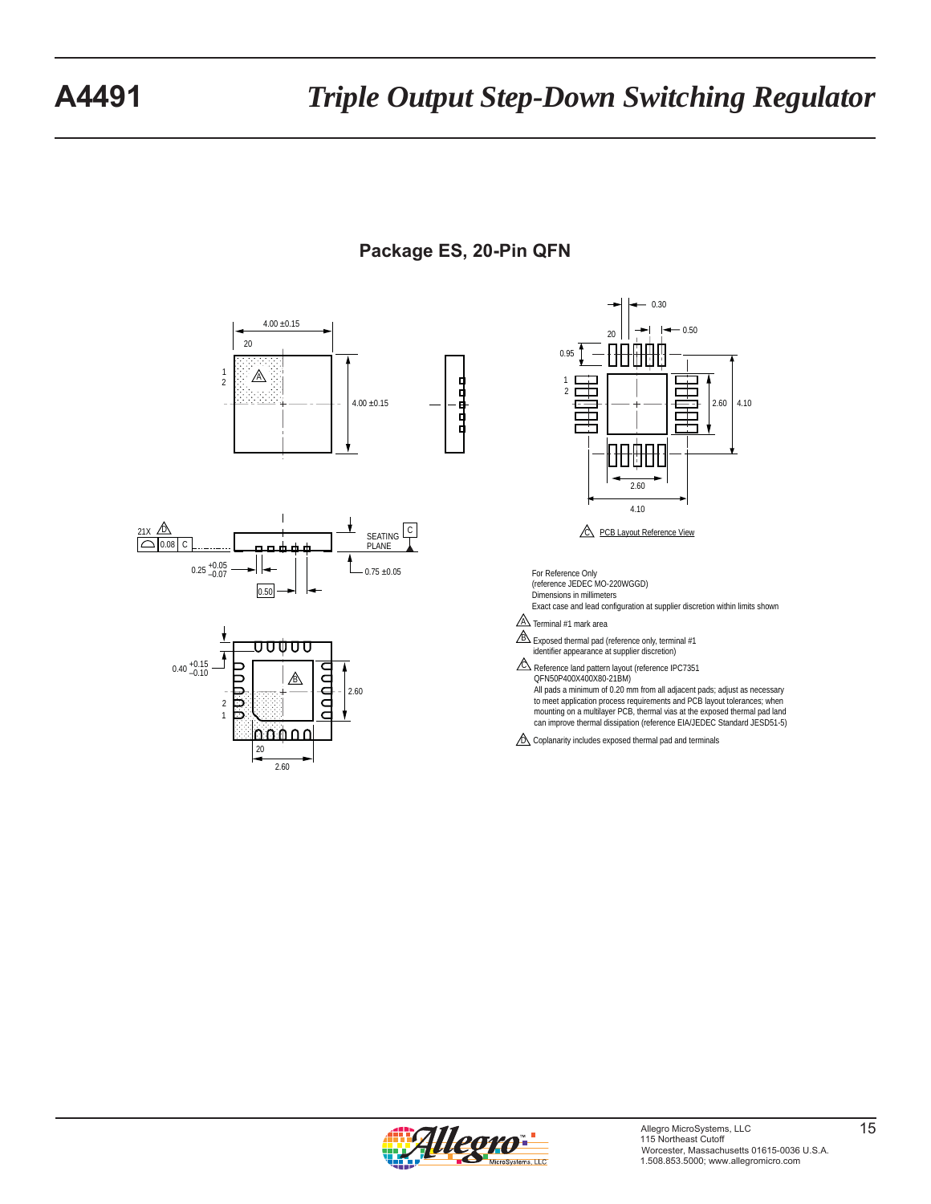## Package ES, 20-Pin QFN

C PCB Layout Reference View

For Reference Only
(reference JEDEC MO-220WGGD)
Dimensions in millimeters
Exact case and lead configuration at supplier discretion within limits shown

A Terminal #1 mark area

B Exposed thermal pad (reference only, terminal #1 identifier appearance at supplier discretion)

C Reference land pattern layout (reference IPC7351 QFN50P400X400X80-21BM)
All pads a minimum of 0.20 mm from all adjacent pads; adjust as necessary to meet application process requirements and PCB layout tolerances; when mounting on a multilayer PCB, thermal vias at the exposed thermal pad land can improve thermal dissipation (reference EIA/JEDEC Standard JESD51-5)

D Coplanarity includes exposed thermal pad and terminals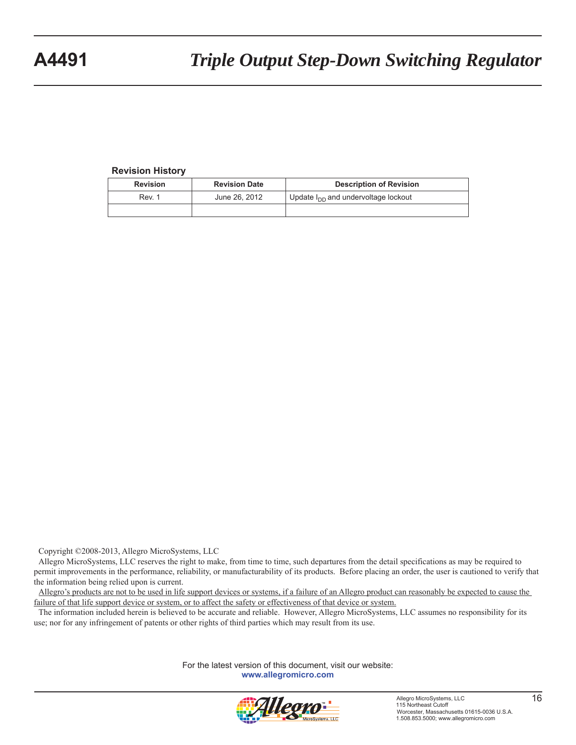### Revision History

| Revision | Revision Date | Description of Revision |
|---|---|---|
| Rev. 1 | June 26, 2012 | Update $I_{DD}$ and undervoltage lockout |
| | | |

Copyright ©2008-2013, Allegro MicroSystems, LLC

Allegro MicroSystems, LLC reserves the right to make, from time to time, such departures from the detail specifications as may be required to permit improvements in the performance, reliability, or manufacturability of its products. Before placing an order, the user is cautioned to verify that the information being relied upon is current.

Allegro's products are not to be used in life support devices or systems, if a failure of an Allegro product can reasonably be expected to cause the failure of that life support device or system, or to affect the safety or effectiveness of that device or system.

The information included herein is believed to be accurate and reliable. However, Allegro MicroSystems, LLC assumes no responsibility for its use; nor for any infringement of patents or other rights of third parties which may result from its use.

For the latest version of this document, visit our website:

**www.allegromicro.com**

Allegro MicroSystems, LLC
115 Northeast Cutoff
Worcester, Massachusetts 01615-0036 U.S.A.
1.508.853.5000; www.allegromicro.com